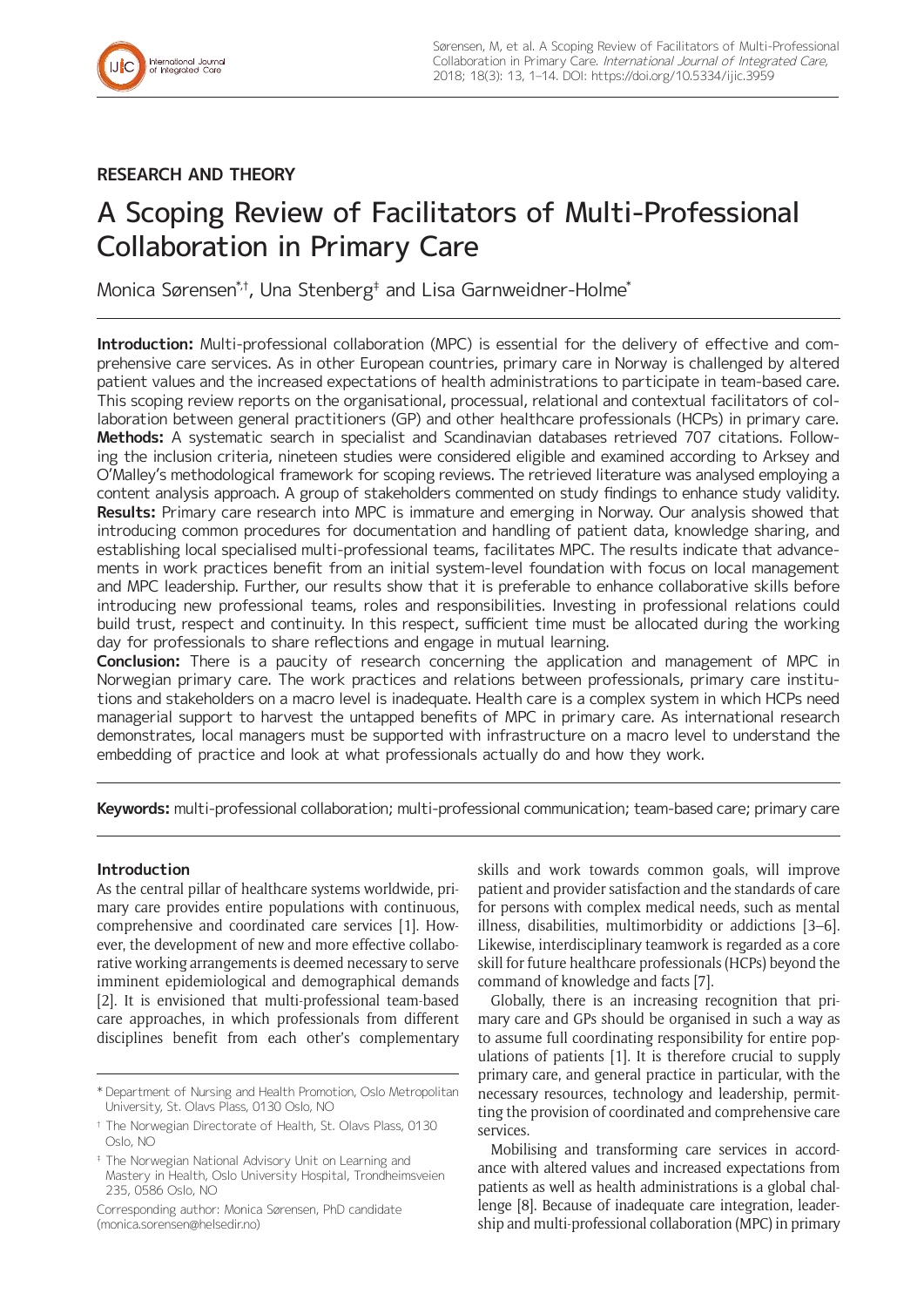**RESEARCH AND THEORY**

# A Scoping Review of Facilitators of Multi-Professional Collaboration in Primary Care

Monica Sørensen[*,†], Una Stenberg[‡] and Lisa Garnweidner-Holme[*]

**Introduction:** Multi-professional collaboration (MPC) is essential for the delivery of effective and comprehensive care services. As in other European countries, primary care in Norway is challenged by altered patient values and the increased expectations of health administrations to participate in team-based care. This scoping review reports on the organisational, processual, relational and contextual facilitators of collaboration between general practitioners (GP) and other healthcare professionals (HCPs) in primary care.
**Methods:** A systematic search in specialist and Scandinavian databases retrieved 707 citations. Following the inclusion criteria, nineteen studies were considered eligible and examined according to Arksey and O'Malley's methodological framework for scoping reviews. The retrieved literature was analysed employing a content analysis approach. A group of stakeholders commented on study findings to enhance study validity.
**Results:** Primary care research into MPC is immature and emerging in Norway. Our analysis showed that introducing common procedures for documentation and handling of patient data, knowledge sharing, and establishing local specialised multi-professional teams, facilitates MPC. The results indicate that advancements in work practices benefit from an initial system-level foundation with focus on local management and MPC leadership. Further, our results show that it is preferable to enhance collaborative skills before introducing new professional teams, roles and responsibilities. Investing in professional relations could build trust, respect and continuity. In this respect, sufficient time must be allocated during the working day for professionals to share reflections and engage in mutual learning.
**Conclusion:** There is a paucity of research concerning the application and management of MPC in Norwegian primary care. The work practices and relations between professionals, primary care institutions and stakeholders on a macro level is inadequate. Health care is a complex system in which HCPs need managerial support to harvest the untapped benefits of MPC in primary care. As international research demonstrates, local managers must be supported with infrastructure on a macro level to understand the embedding of practice and look at what professionals actually do and how they work.

**Keywords:** multi-professional collaboration; multi-professional communication; team-based care; primary care

## Introduction

As the central pillar of healthcare systems worldwide, primary care provides entire populations with continuous, comprehensive and coordinated care services [1]. However, the development of new and more effective collaborative working arrangements is deemed necessary to serve imminent epidemiological and demographical demands [2]. It is envisioned that multi-professional team-based care approaches, in which professionals from different disciplines benefit from each other's complementary skills and work towards common goals, will improve patient and provider satisfaction and the standards of care for persons with complex medical needs, such as mental illness, disabilities, multimorbidity or addictions [3–6]. Likewise, interdisciplinary teamwork is regarded as a core skill for future healthcare professionals (HCPs) beyond the command of knowledge and facts [7].

Globally, there is an increasing recognition that primary care and GPs should be organised in such a way as to assume full coordinating responsibility for entire populations of patients [1]. It is therefore crucial to supply primary care, and general practice in particular, with the necessary resources, technology and leadership, permitting the provision of coordinated and comprehensive care services.

Mobilising and transforming care services in accordance with altered values and increased expectations from patients as well as health administrations is a global challenge [8]. Because of inadequate care integration, leadership and multi-professional collaboration (MPC) in primary

[*] Department of Nursing and Health Promotion, Oslo Metropolitan University, St. Olavs Plass, 0130 Oslo, NO

[†] The Norwegian Directorate of Health, St. Olavs Plass, 0130 Oslo, NO

[‡] The Norwegian National Advisory Unit on Learning and Mastery in Health, Oslo University Hospital, Trondheimsveien 235, 0586 Oslo, NO

Corresponding author: Monica Sørensen, PhD candidate (monica.sorensen@helsedir.no)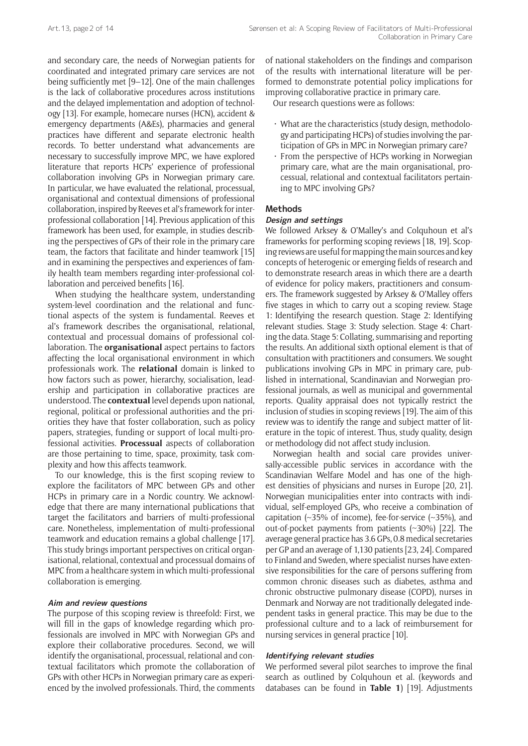and secondary care, the needs of Norwegian patients for coordinated and integrated primary care services are not being sufficiently met [9–12]. One of the main challenges is the lack of collaborative procedures across institutions and the delayed implementation and adoption of technology [13]. For example, homecare nurses (HCN), accident & emergency departments (A&Es), pharmacies and general practices have different and separate electronic health records. To better understand what advancements are necessary to successfully improve MPC, we have explored literature that reports HCPs' experience of professional collaboration involving GPs in Norwegian primary care. In particular, we have evaluated the relational, processual, organisational and contextual dimensions of professional collaboration, inspired by Reeves et al's framework for interprofessional collaboration [14]. Previous application of this framework has been used, for example, in studies describing the perspectives of GPs of their role in the primary care team, the factors that facilitate and hinder teamwork [15] and in examining the perspectives and experiences of family health team members regarding inter-professional collaboration and perceived benefits [16].

When studying the healthcare system, understanding system-level coordination and the relational and functional aspects of the system is fundamental. Reeves et al's framework describes the organisational, relational, contextual and processual domains of professional collaboration. The **organisational** aspect pertains to factors affecting the local organisational environment in which professionals work. The **relational** domain is linked to how factors such as power, hierarchy, socialisation, leadership and participation in collaborative practices are understood. The **contextual** level depends upon national, regional, political or professional authorities and the priorities they have that foster collaboration, such as policy papers, strategies, funding or support of local multi-professional activities. **Processual** aspects of collaboration are those pertaining to time, space, proximity, task complexity and how this affects teamwork.

To our knowledge, this is the first scoping review to explore the facilitators of MPC between GPs and other HCPs in primary care in a Nordic country. We acknowledge that there are many international publications that target the facilitators and barriers of multi-professional care. Nonetheless, implementation of multi-professional teamwork and education remains a global challenge [17]. This study brings important perspectives on critical organisational, relational, contextual and processual domains of MPC from a healthcare system in which multi-professional collaboration is emerging.

### *Aim and review questions*

The purpose of this scoping review is threefold: First, we will fill in the gaps of knowledge regarding which professionals are involved in MPC with Norwegian GPs and explore their collaborative procedures. Second, we will identify the organisational, processual, relational and contextual facilitators which promote the collaboration of GPs with other HCPs in Norwegian primary care as experienced by the involved professionals. Third, the comments of national stakeholders on the findings and comparison of the results with international literature will be performed to demonstrate potential policy implications for improving collaborative practice in primary care.

Our research questions were as follows:

- What are the characteristics (study design, methodology and participating HCPs) of studies involving the participation of GPs in MPC in Norwegian primary care?
- From the perspective of HCPs working in Norwegian primary care, what are the main organisational, processual, relational and contextual facilitators pertaining to MPC involving GPs?

## Methods

### *Design and settings*

We followed Arksey & O'Malley's and Colquhoun et al's frameworks for performing scoping reviews [18, 19]. Scoping reviews are useful for mapping the main sources and key concepts of heterogenic or emerging fields of research and to demonstrate research areas in which there are a dearth of evidence for policy makers, practitioners and consumers. The framework suggested by Arksey & O'Malley offers five stages in which to carry out a scoping review. Stage 1: Identifying the research question. Stage 2: Identifying relevant studies. Stage 3: Study selection. Stage 4: Charting the data. Stage 5: Collating, summarising and reporting the results. An additional sixth optional element is that of consultation with practitioners and consumers. We sought publications involving GPs in MPC in primary care, published in international, Scandinavian and Norwegian professional journals, as well as municipal and governmental reports. Quality appraisal does not typically restrict the inclusion of studies in scoping reviews [19]. The aim of this review was to identify the range and subject matter of literature in the topic of interest. Thus, study quality, design or methodology did not affect study inclusion.

Norwegian health and social care provides universally-accessible public services in accordance with the Scandinavian Welfare Model and has one of the highest densities of physicians and nurses in Europe [20, 21]. Norwegian municipalities enter into contracts with individual, self-employed GPs, who receive a combination of capitation (~35% of income), fee-for-service (~35%), and out-of-pocket payments from patients (~30%) [22]. The average general practice has 3.6 GPs, 0.8 medical secretaries per GP and an average of 1,130 patients [23, 24]. Compared to Finland and Sweden, where specialist nurses have extensive responsibilities for the care of persons suffering from common chronic diseases such as diabetes, asthma and chronic obstructive pulmonary disease (COPD), nurses in Denmark and Norway are not traditionally delegated independent tasks in general practice. This may be due to the professional culture and to a lack of reimbursement for nursing services in general practice [10].

### *Identifying relevant studies*

We performed several pilot searches to improve the final search as outlined by Colquhoun et al. (keywords and databases can be found in **Table 1**) [19]. Adjustments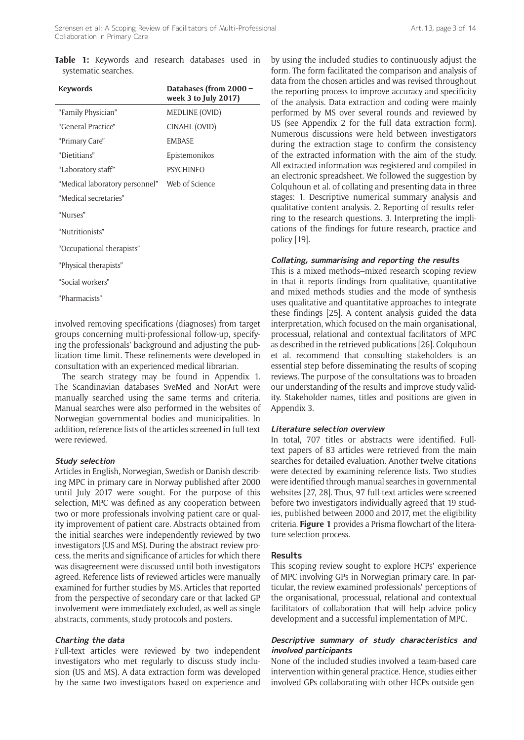**Table 1:** Keywords and research databases used in systematic searches.

| Keywords | Databases (from 2000 – week 3 to July 2017) |
| --- | --- |
| "Family Physician" | MEDLINE (OVID) |
| "General Practice" | CINAHL (OVID) |
| "Primary Care" | EMBASE |
| "Dietitians" | Epistemonikos |
| "Laboratory staff" | PSYCHINFO |
| "Medical laboratory personnel" | Web of Science |
| "Medical secretaries" | |
| "Nurses" | |
| "Nutritionists" | |
| "Occupational therapists" | |
| "Physical therapists" | |
| "Social workers" | |
| "Pharmacists" | |

involved removing specifications (diagnoses) from target groups concerning multi-professional follow-up, specifying the professionals' background and adjusting the publication time limit. These refinements were developed in consultation with an experienced medical librarian.

The search strategy may be found in Appendix 1. The Scandinavian databases SveMed and NorArt were manually searched using the same terms and criteria. Manual searches were also performed in the websites of Norwegian governmental bodies and municipalities. In addition, reference lists of the articles screened in full text were reviewed.

#### Study selection

Articles in English, Norwegian, Swedish or Danish describing MPC in primary care in Norway published after 2000 until July 2017 were sought. For the purpose of this selection, MPC was defined as any cooperation between two or more professionals involving patient care or quality improvement of patient care. Abstracts obtained from the initial searches were independently reviewed by two investigators (US and MS). During the abstract review process, the merits and significance of articles for which there was disagreement were discussed until both investigators agreed. Reference lists of reviewed articles were manually examined for further studies by MS. Articles that reported from the perspective of secondary care or that lacked GP involvement were immediately excluded, as well as single abstracts, comments, study protocols and posters.

#### Charting the data

Full-text articles were reviewed by two independent investigators who met regularly to discuss study inclusion (US and MS). A data extraction form was developed by the same two investigators based on experience and by using the included studies to continuously adjust the form. The form facilitated the comparison and analysis of data from the chosen articles and was revised throughout the reporting process to improve accuracy and specificity of the analysis. Data extraction and coding were mainly performed by MS over several rounds and reviewed by US (see Appendix 2 for the full data extraction form). Numerous discussions were held between investigators during the extraction stage to confirm the consistency of the extracted information with the aim of the study. All extracted information was registered and compiled in an electronic spreadsheet. We followed the suggestion by Colquhoun et al. of collating and presenting data in three stages: 1. Descriptive numerical summary analysis and qualitative content analysis. 2. Reporting of results referring to the research questions. 3. Interpreting the implications of the findings for future research, practice and policy [19].

#### Collating, summarising and reporting the results

This is a mixed methods–mixed research scoping review in that it reports findings from qualitative, quantitative and mixed methods studies and the mode of synthesis uses qualitative and quantitative approaches to integrate these findings [25]. A content analysis guided the data interpretation, which focused on the main organisational, processual, relational and contextual facilitators of MPC as described in the retrieved publications [26]. Colquhoun et al. recommend that consulting stakeholders is an essential step before disseminating the results of scoping reviews. The purpose of the consultations was to broaden our understanding of the results and improve study validity. Stakeholder names, titles and positions are given in Appendix 3.

#### Literature selection overview

In total, 707 titles or abstracts were identified. Full-text papers of 83 articles were retrieved from the main searches for detailed evaluation. Another twelve citations were detected by examining reference lists. Two studies were identified through manual searches in governmental websites [27, 28]. Thus, 97 full-text articles were screened before two investigators individually agreed that 19 studies, published between 2000 and 2017, met the eligibility criteria. **Figure 1** provides a Prisma flowchart of the literature selection process.

## Results

This scoping review sought to explore HCPs' experience of MPC involving GPs in Norwegian primary care. In particular, the review examined professionals' perceptions of the organisational, processual, relational and contextual facilitators of collaboration that will help advice policy development and a successful implementation of MPC.

#### Descriptive summary of study characteristics and involved participants

None of the included studies involved a team-based care intervention within general practice. Hence, studies either involved GPs collaborating with other HCPs outside gen-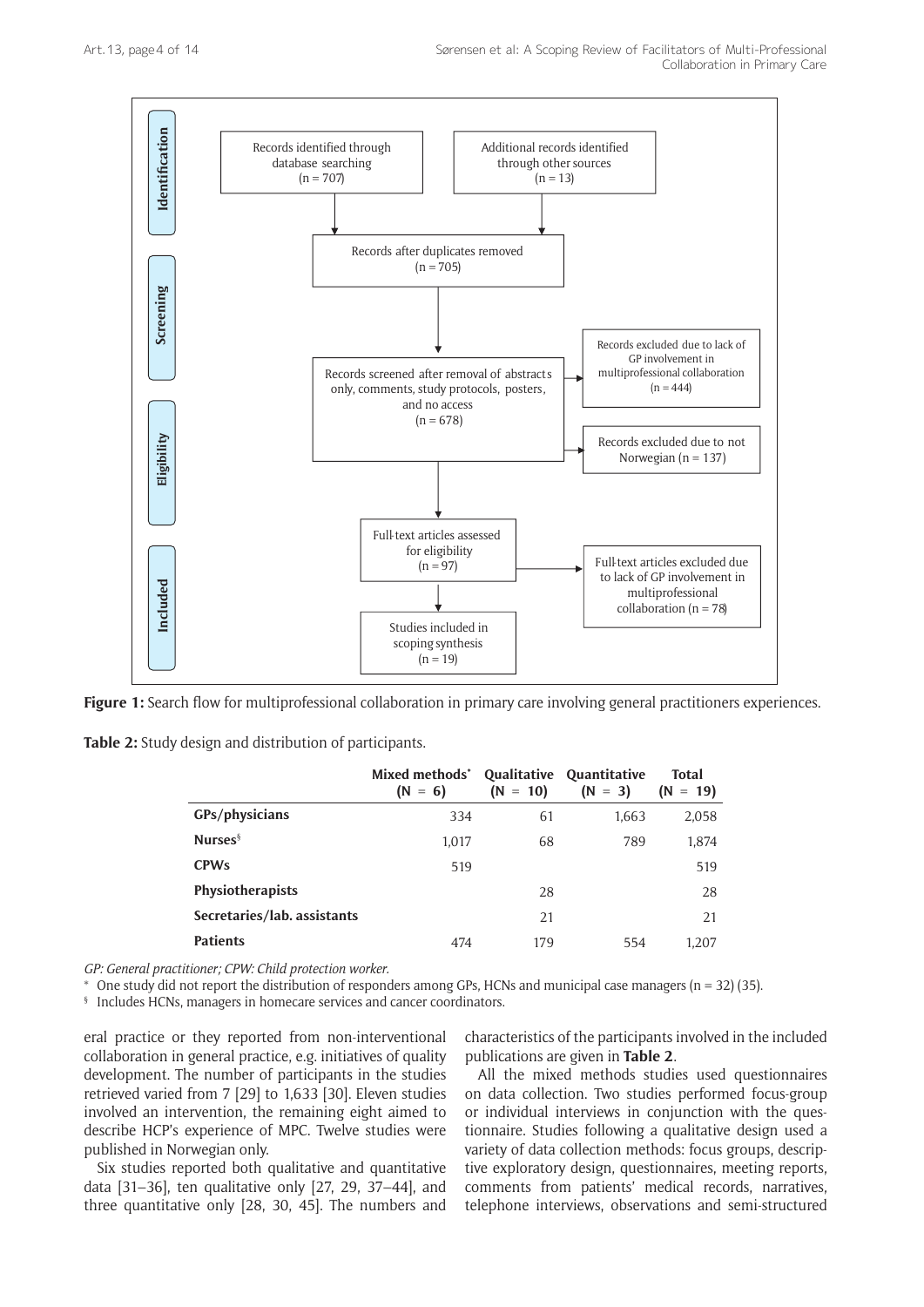Identification

Records identified through database searching (n = 707)

Additional records identified through other sources (n = 13)

Records after duplicates removed (n = 705)

Screening

Records screened after removal of abstracts only, comments, study protocols, posters, and no access (n = 678)

Records excluded due to lack of GP involvement in multiprofessional collaboration (n = 444)

Eligibility

Records excluded due to not Norwegian (n = 137)

Full-text articles assessed for eligibility (n = 97)

Full-text articles excluded due to lack of GP involvement in multiprofessional collaboration (n = 78)

Included

Studies included in scoping synthesis (n = 19)

**Figure 1:** Search flow for multiprofessional collaboration in primary care involving general practitioners experiences.

**Table 2:** Study design and distribution of participants.

| | Mixed methods* (N = 6) | Qualitative (N = 10) | Quantitative (N = 3) | Total (N = 19) |
|---|---|---|---|---|
| **GPs/physicians** | 334 | 61 | 1,663 | 2,058 |
| **Nurses**§ | 1,017 | 68 | 789 | 1,874 |
| **CPWs** | 519 | | | 519 |
| **Physiotherapists** | | 28 | | 28 |
| **Secretaries/lab. assistants** | | 21 | | 21 |
| **Patients** | 474 | 179 | 554 | 1,207 |

*GP: General practitioner; CPW: Child protection worker.*

\* One study did not report the distribution of responders among GPs, HCNs and municipal case managers (n = 32) (35).

§ Includes HCNs, managers in homecare services and cancer coordinators.

eral practice or they reported from non-interventional collaboration in general practice, e.g. initiatives of quality development. The number of participants in the studies retrieved varied from 7 [29] to 1,633 [30]. Eleven studies involved an intervention, the remaining eight aimed to describe HCP's experience of MPC. Twelve studies were published in Norwegian only.

Six studies reported both qualitative and quantitative data [31–36], ten qualitative only [27, 29, 37–44], and three quantitative only [28, 30, 45]. The numbers and characteristics of the participants involved in the included publications are given in **Table 2**.

All the mixed methods studies used questionnaires on data collection. Two studies performed focus-group or individual interviews in conjunction with the questionnaire. Studies following a qualitative design used a variety of data collection methods: focus groups, descriptive exploratory design, questionnaires, meeting reports, comments from patients' medical records, narratives, telephone interviews, observations and semi-structured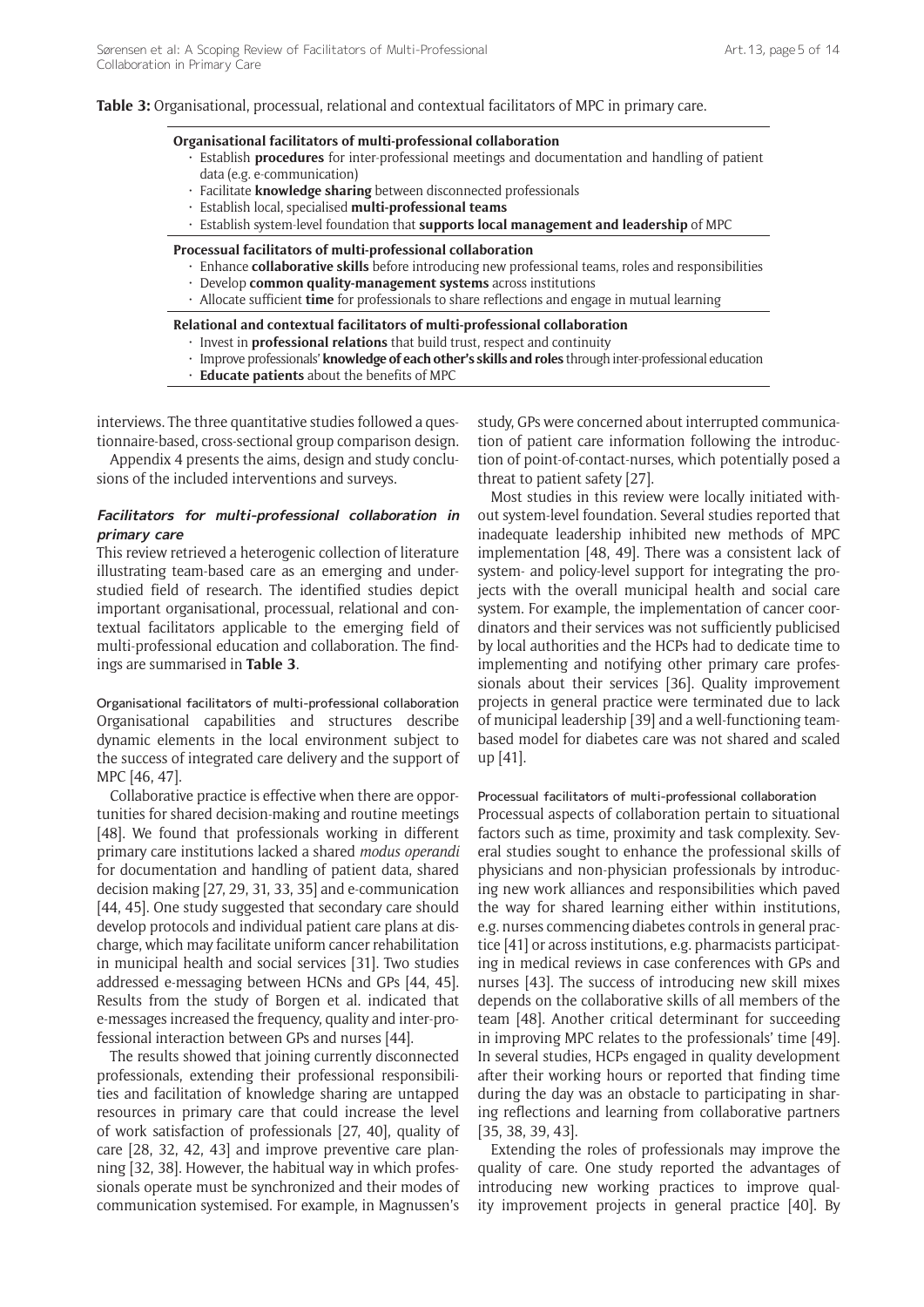**Table 3:** Organisational, processual, relational and contextual facilitators of MPC in primary care.

**Organisational facilitators of multi-professional collaboration**

- Establish **procedures** for inter-professional meetings and documentation and handling of patient data (e.g. e-communication)
- Facilitate **knowledge sharing** between disconnected professionals
- Establish local, specialised **multi-professional teams**
- Establish system-level foundation that **supports local management and leadership** of MPC

**Processual facilitators of multi-professional collaboration**

- Enhance **collaborative skills** before introducing new professional teams, roles and responsibilities
- Develop **common quality-management systems** across institutions
- Allocate sufficient **time** for professionals to share reflections and engage in mutual learning

**Relational and contextual facilitators of multi-professional collaboration**

- Invest in **professional relations** that build trust, respect and continuity
- Improve professionals' **knowledge of each other's skills and roles** through inter-professional education
- **Educate patients** about the benefits of MPC

interviews. The three quantitative studies followed a questionnaire-based, cross-sectional group comparison design.

Appendix 4 presents the aims, design and study conclusions of the included interventions and surveys.

### *Facilitators for multi-professional collaboration in primary care*

This review retrieved a heterogenic collection of literature illustrating team-based care as an emerging and understudied field of research. The identified studies depict important organisational, processual, relational and contextual facilitators applicable to the emerging field of multi-professional education and collaboration. The findings are summarised in **Table 3**.

#### Organisational facilitators of multi-professional collaboration

Organisational capabilities and structures describe dynamic elements in the local environment subject to the success of integrated care delivery and the support of MPC [46, 47].

Collaborative practice is effective when there are opportunities for shared decision-making and routine meetings [48]. We found that professionals working in different primary care institutions lacked a shared *modus operandi* for documentation and handling of patient data, shared decision making [27, 29, 31, 33, 35] and e-communication [44, 45]. One study suggested that secondary care should develop protocols and individual patient care plans at discharge, which may facilitate uniform cancer rehabilitation in municipal health and social services [31]. Two studies addressed e-messaging between HCNs and GPs [44, 45]. Results from the study of Borgen et al. indicated that e-messages increased the frequency, quality and inter-professional interaction between GPs and nurses [44].

The results showed that joining currently disconnected professionals, extending their professional responsibilities and facilitation of knowledge sharing are untapped resources in primary care that could increase the level of work satisfaction of professionals [27, 40], quality of care [28, 32, 42, 43] and improve preventive care planning [32, 38]. However, the habitual way in which professionals operate must be synchronized and their modes of communication systemised. For example, in Magnussen's study, GPs were concerned about interrupted communication of patient care information following the introduction of point-of-contact-nurses, which potentially posed a threat to patient safety [27].

Most studies in this review were locally initiated without system-level foundation. Several studies reported that inadequate leadership inhibited new methods of MPC implementation [48, 49]. There was a consistent lack of system- and policy-level support for integrating the projects with the overall municipal health and social care system. For example, the implementation of cancer coordinators and their services was not sufficiently publicised by local authorities and the HCPs had to dedicate time to implementing and notifying other primary care professionals about their services [36]. Quality improvement projects in general practice were terminated due to lack of municipal leadership [39] and a well-functioning team-based model for diabetes care was not shared and scaled up [41].

#### Processual facilitators of multi-professional collaboration

Processual aspects of collaboration pertain to situational factors such as time, proximity and task complexity. Several studies sought to enhance the professional skills of physicians and non-physician professionals by introducing new work alliances and responsibilities which paved the way for shared learning either within institutions, e.g. nurses commencing diabetes controls in general practice [41] or across institutions, e.g. pharmacists participating in medical reviews in case conferences with GPs and nurses [43]. The success of introducing new skill mixes depends on the collaborative skills of all members of the team [48]. Another critical determinant for succeeding in improving MPC relates to the professionals' time [49]. In several studies, HCPs engaged in quality development after their working hours or reported that finding time during the day was an obstacle to participating in sharing reflections and learning from collaborative partners [35, 38, 39, 43].

Extending the roles of professionals may improve the quality of care. One study reported the advantages of introducing new working practices to improve quality improvement projects in general practice [40]. By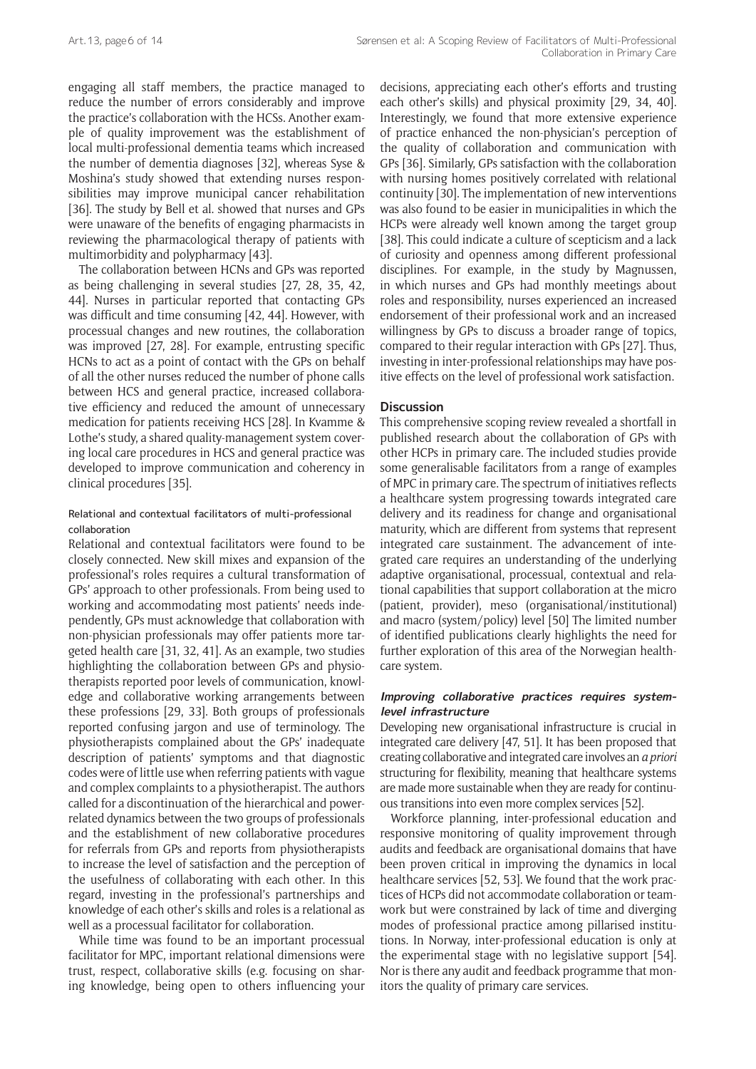engaging all staff members, the practice managed to reduce the number of errors considerably and improve the practice's collaboration with the HCSs. Another example of quality improvement was the establishment of local multi-professional dementia teams which increased the number of dementia diagnoses [32], whereas Syse & Moshina's study showed that extending nurses responsibilities may improve municipal cancer rehabilitation [36]. The study by Bell et al. showed that nurses and GPs were unaware of the benefits of engaging pharmacists in reviewing the pharmacological therapy of patients with multimorbidity and polypharmacy [43].

The collaboration between HCNs and GPs was reported as being challenging in several studies [27, 28, 35, 42, 44]. Nurses in particular reported that contacting GPs was difficult and time consuming [42, 44]. However, with processual changes and new routines, the collaboration was improved [27, 28]. For example, entrusting specific HCNs to act as a point of contact with the GPs on behalf of all the other nurses reduced the number of phone calls between HCS and general practice, increased collaborative efficiency and reduced the amount of unnecessary medication for patients receiving HCS [28]. In Kvamme & Lothe's study, a shared quality-management system covering local care procedures in HCS and general practice was developed to improve communication and coherency in clinical procedures [35].

#### Relational and contextual facilitators of multi-professional collaboration

Relational and contextual facilitators were found to be closely connected. New skill mixes and expansion of the professional's roles requires a cultural transformation of GPs' approach to other professionals. From being used to working and accommodating most patients' needs independently, GPs must acknowledge that collaboration with non-physician professionals may offer patients more targeted health care [31, 32, 41]. As an example, two studies highlighting the collaboration between GPs and physiotherapists reported poor levels of communication, knowledge and collaborative working arrangements between these professions [29, 33]. Both groups of professionals reported confusing jargon and use of terminology. The physiotherapists complained about the GPs' inadequate description of patients' symptoms and that diagnostic codes were of little use when referring patients with vague and complex complaints to a physiotherapist. The authors called for a discontinuation of the hierarchical and power-related dynamics between the two groups of professionals and the establishment of new collaborative procedures for referrals from GPs and reports from physiotherapists to increase the level of satisfaction and the perception of the usefulness of collaborating with each other. In this regard, investing in the professional's partnerships and knowledge of each other's skills and roles is a relational as well as a processual facilitator for collaboration.

While time was found to be an important processual facilitator for MPC, important relational dimensions were trust, respect, collaborative skills (e.g. focusing on sharing knowledge, being open to others influencing your decisions, appreciating each other's efforts and trusting each other's skills) and physical proximity [29, 34, 40]. Interestingly, we found that more extensive experience of practice enhanced the non-physician's perception of the quality of collaboration and communication with GPs [36]. Similarly, GPs satisfaction with the collaboration with nursing homes positively correlated with relational continuity [30]. The implementation of new interventions was also found to be easier in municipalities in which the HCPs were already well known among the target group [38]. This could indicate a culture of scepticism and a lack of curiosity and openness among different professional disciplines. For example, in the study by Magnussen, in which nurses and GPs had monthly meetings about roles and responsibility, nurses experienced an increased endorsement of their professional work and an increased willingness by GPs to discuss a broader range of topics, compared to their regular interaction with GPs [27]. Thus, investing in inter-professional relationships may have positive effects on the level of professional work satisfaction.

## Discussion

This comprehensive scoping review revealed a shortfall in published research about the collaboration of GPs with other HCPs in primary care. The included studies provide some generalisable facilitators from a range of examples of MPC in primary care. The spectrum of initiatives reflects a healthcare system progressing towards integrated care delivery and its readiness for change and organisational maturity, which are different from systems that represent integrated care sustainment. The advancement of integrated care requires an understanding of the underlying adaptive organisational, processual, contextual and relational capabilities that support collaboration at the micro (patient, provider), meso (organisational/institutional) and macro (system/policy) level [50] The limited number of identified publications clearly highlights the need for further exploration of this area of the Norwegian healthcare system.

### *Improving collaborative practices requires system-level infrastructure*

Developing new organisational infrastructure is crucial in integrated care delivery [47, 51]. It has been proposed that creating collaborative and integrated care involves an *a priori* structuring for flexibility, meaning that healthcare systems are made more sustainable when they are ready for continuous transitions into even more complex services [52].

Workforce planning, inter-professional education and responsive monitoring of quality improvement through audits and feedback are organisational domains that have been proven critical in improving the dynamics in local healthcare services [52, 53]. We found that the work practices of HCPs did not accommodate collaboration or teamwork but were constrained by lack of time and diverging modes of professional practice among pillarised institutions. In Norway, inter-professional education is only at the experimental stage with no legislative support [54]. Nor is there any audit and feedback programme that monitors the quality of primary care services.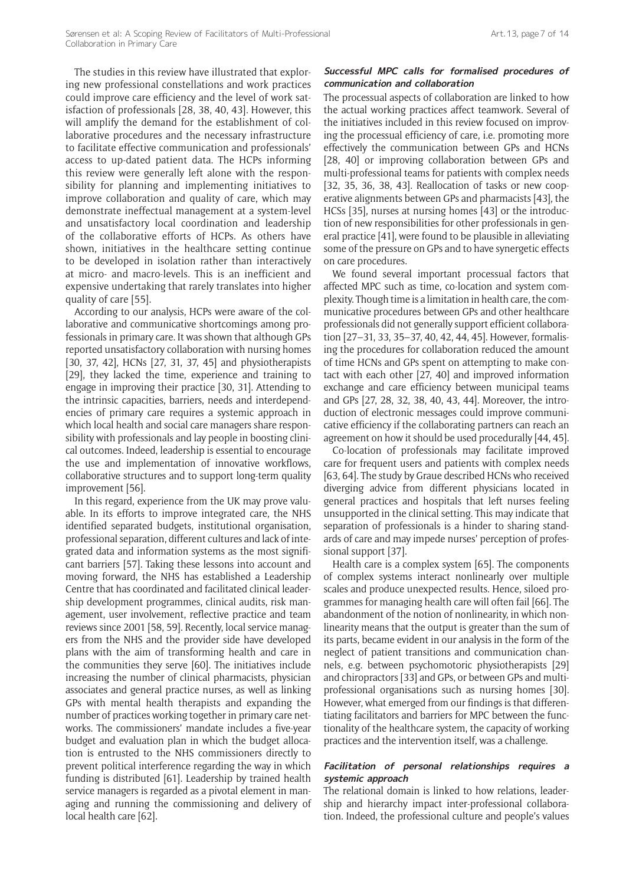The studies in this review have illustrated that exploring new professional constellations and work practices could improve care efficiency and the level of work satisfaction of professionals [28, 38, 40, 43]. However, this will amplify the demand for the establishment of collaborative procedures and the necessary infrastructure to facilitate effective communication and professionals' access to up-dated patient data. The HCPs informing this review were generally left alone with the responsibility for planning and implementing initiatives to improve collaboration and quality of care, which may demonstrate ineffectual management at a system-level and unsatisfactory local coordination and leadership of the collaborative efforts of HCPs. As others have shown, initiatives in the healthcare setting continue to be developed in isolation rather than interactively at micro- and macro-levels. This is an inefficient and expensive undertaking that rarely translates into higher quality of care [55].

According to our analysis, HCPs were aware of the collaborative and communicative shortcomings among professionals in primary care. It was shown that although GPs reported unsatisfactory collaboration with nursing homes [30, 37, 42], HCNs [27, 31, 37, 45] and physiotherapists [29], they lacked the time, experience and training to engage in improving their practice [30, 31]. Attending to the intrinsic capacities, barriers, needs and interdependencies of primary care requires a systemic approach in which local health and social care managers share responsibility with professionals and lay people in boosting clinical outcomes. Indeed, leadership is essential to encourage the use and implementation of innovative workflows, collaborative structures and to support long-term quality improvement [56].

In this regard, experience from the UK may prove valuable. In its efforts to improve integrated care, the NHS identified separated budgets, institutional organisation, professional separation, different cultures and lack of integrated data and information systems as the most significant barriers [57]. Taking these lessons into account and moving forward, the NHS has established a Leadership Centre that has coordinated and facilitated clinical leadership development programmes, clinical audits, risk management, user involvement, reflective practice and team reviews since 2001 [58, 59]. Recently, local service managers from the NHS and the provider side have developed plans with the aim of transforming health and care in the communities they serve [60]. The initiatives include increasing the number of clinical pharmacists, physician associates and general practice nurses, as well as linking GPs with mental health therapists and expanding the number of practices working together in primary care networks. The commissioners' mandate includes a five-year budget and evaluation plan in which the budget allocation is entrusted to the NHS commissioners directly to prevent political interference regarding the way in which funding is distributed [61]. Leadership by trained health service managers is regarded as a pivotal element in managing and running the commissioning and delivery of local health care [62].

### *Successful MPC calls for formalised procedures of communication and collaboration*

The processual aspects of collaboration are linked to how the actual working practices affect teamwork. Several of the initiatives included in this review focused on improving the processual efficiency of care, i.e. promoting more effectively the communication between GPs and HCNs [28, 40] or improving collaboration between GPs and multi-professional teams for patients with complex needs [32, 35, 36, 38, 43]. Reallocation of tasks or new cooperative alignments between GPs and pharmacists [43], the HCSs [35], nurses at nursing homes [43] or the introduction of new responsibilities for other professionals in general practice [41], were found to be plausible in alleviating some of the pressure on GPs and to have synergetic effects on care procedures.

We found several important processual factors that affected MPC such as time, co-location and system complexity. Though time is a limitation in health care, the communicative procedures between GPs and other healthcare professionals did not generally support efficient collaboration [27–31, 33, 35–37, 40, 42, 44, 45]. However, formalising the procedures for collaboration reduced the amount of time HCNs and GPs spent on attempting to make contact with each other [27, 40] and improved information exchange and care efficiency between municipal teams and GPs [27, 28, 32, 38, 40, 43, 44]. Moreover, the introduction of electronic messages could improve communicative efficiency if the collaborating partners can reach an agreement on how it should be used procedurally [44, 45].

Co-location of professionals may facilitate improved care for frequent users and patients with complex needs [63, 64]. The study by Graue described HCNs who received diverging advice from different physicians located in general practices and hospitals that left nurses feeling unsupported in the clinical setting. This may indicate that separation of professionals is a hinder to sharing standards of care and may impede nurses' perception of professional support [37].

Health care is a complex system [65]. The components of complex systems interact nonlinearly over multiple scales and produce unexpected results. Hence, siloed programmes for managing health care will often fail [66]. The abandonment of the notion of nonlinearity, in which nonlinearity means that the output is greater than the sum of its parts, became evident in our analysis in the form of the neglect of patient transitions and communication channels, e.g. between psychomotoric physiotherapists [29] and chiropractors [33] and GPs, or between GPs and multi-professional organisations such as nursing homes [30]. However, what emerged from our findings is that differentiating facilitators and barriers for MPC between the functionality of the healthcare system, the capacity of working practices and the intervention itself, was a challenge.

### *Facilitation of personal relationships requires a systemic approach*

The relational domain is linked to how relations, leadership and hierarchy impact inter-professional collaboration. Indeed, the professional culture and people's values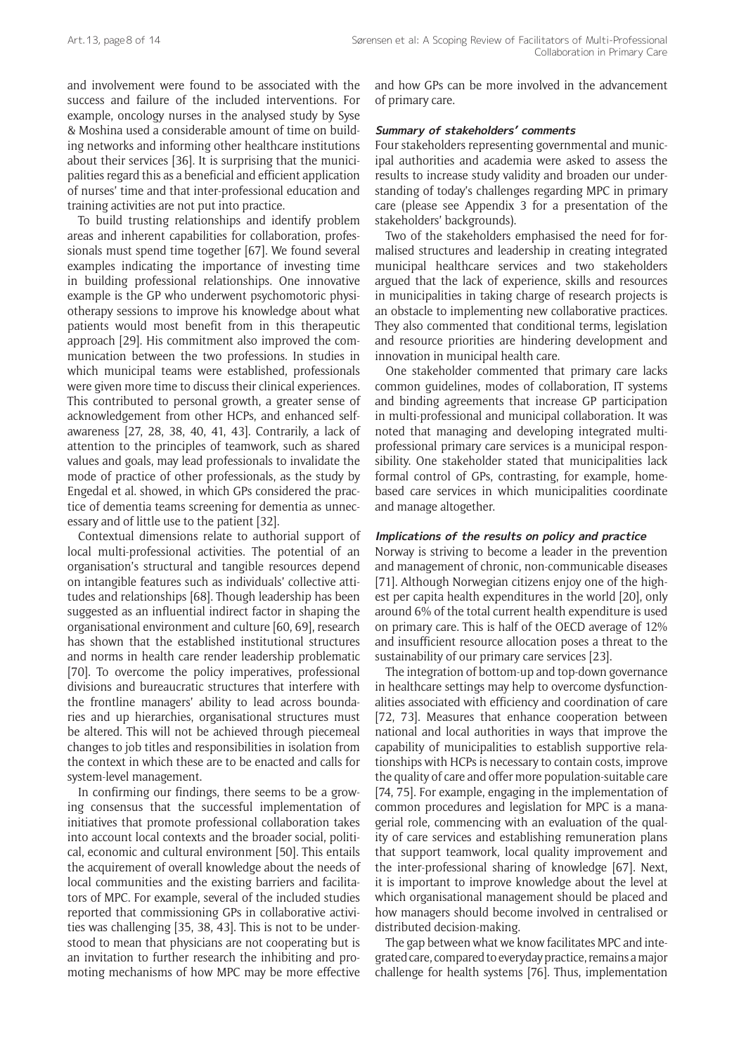and involvement were found to be associated with the success and failure of the included interventions. For example, oncology nurses in the analysed study by Syse & Moshina used a considerable amount of time on building networks and informing other healthcare institutions about their services [36]. It is surprising that the municipalities regard this as a beneficial and efficient application of nurses' time and that inter-professional education and training activities are not put into practice.

To build trusting relationships and identify problem areas and inherent capabilities for collaboration, professionals must spend time together [67]. We found several examples indicating the importance of investing time in building professional relationships. One innovative example is the GP who underwent psychomotoric physiotherapy sessions to improve his knowledge about what patients would most benefit from in this therapeutic approach [29]. His commitment also improved the communication between the two professions. In studies in which municipal teams were established, professionals were given more time to discuss their clinical experiences. This contributed to personal growth, a greater sense of acknowledgement from other HCPs, and enhanced self-awareness [27, 28, 38, 40, 41, 43]. Contrarily, a lack of attention to the principles of teamwork, such as shared values and goals, may lead professionals to invalidate the mode of practice of other professionals, as the study by Engedal et al. showed, in which GPs considered the practice of dementia teams screening for dementia as unnecessary and of little use to the patient [32].

Contextual dimensions relate to authorial support of local multi-professional activities. The potential of an organisation's structural and tangible resources depend on intangible features such as individuals' collective attitudes and relationships [68]. Though leadership has been suggested as an influential indirect factor in shaping the organisational environment and culture [60, 69], research has shown that the established institutional structures and norms in health care render leadership problematic [70]. To overcome the policy imperatives, professional divisions and bureaucratic structures that interfere with the frontline managers' ability to lead across boundaries and up hierarchies, organisational structures must be altered. This will not be achieved through piecemeal changes to job titles and responsibilities in isolation from the context in which these are to be enacted and calls for system-level management.

In confirming our findings, there seems to be a growing consensus that the successful implementation of initiatives that promote professional collaboration takes into account local contexts and the broader social, political, economic and cultural environment [50]. This entails the acquirement of overall knowledge about the needs of local communities and the existing barriers and facilitators of MPC. For example, several of the included studies reported that commissioning GPs in collaborative activities was challenging [35, 38, 43]. This is not to be understood to mean that physicians are not cooperating but is an invitation to further research the inhibiting and promoting mechanisms of how MPC may be more effective and how GPs can be more involved in the advancement of primary care.

#### *Summary of stakeholders' comments*

Four stakeholders representing governmental and municipal authorities and academia were asked to assess the results to increase study validity and broaden our understanding of today's challenges regarding MPC in primary care (please see Appendix 3 for a presentation of the stakeholders' backgrounds).

Two of the stakeholders emphasised the need for formalised structures and leadership in creating integrated municipal healthcare services and two stakeholders argued that the lack of experience, skills and resources in municipalities in taking charge of research projects is an obstacle to implementing new collaborative practices. They also commented that conditional terms, legislation and resource priorities are hindering development and innovation in municipal health care.

One stakeholder commented that primary care lacks common guidelines, modes of collaboration, IT systems and binding agreements that increase GP participation in multi-professional and municipal collaboration. It was noted that managing and developing integrated multi-professional primary care services is a municipal responsibility. One stakeholder stated that municipalities lack formal control of GPs, contrasting, for example, home-based care services in which municipalities coordinate and manage altogether.

#### *Implications of the results on policy and practice*

Norway is striving to become a leader in the prevention and management of chronic, non-communicable diseases [71]. Although Norwegian citizens enjoy one of the highest per capita health expenditures in the world [20], only around 6% of the total current health expenditure is used on primary care. This is half of the OECD average of 12% and insufficient resource allocation poses a threat to the sustainability of our primary care services [23].

The integration of bottom-up and top-down governance in healthcare settings may help to overcome dysfunctionalities associated with efficiency and coordination of care [72, 73]. Measures that enhance cooperation between national and local authorities in ways that improve the capability of municipalities to establish supportive relationships with HCPs is necessary to contain costs, improve the quality of care and offer more population-suitable care [74, 75]. For example, engaging in the implementation of common procedures and legislation for MPC is a managerial role, commencing with an evaluation of the quality of care services and establishing remuneration plans that support teamwork, local quality improvement and the inter-professional sharing of knowledge [67]. Next, it is important to improve knowledge about the level at which organisational management should be placed and how managers should become involved in centralised or distributed decision-making.

The gap between what we know facilitates MPC and integrated care, compared to everyday practice, remains a major challenge for health systems [76]. Thus, implementation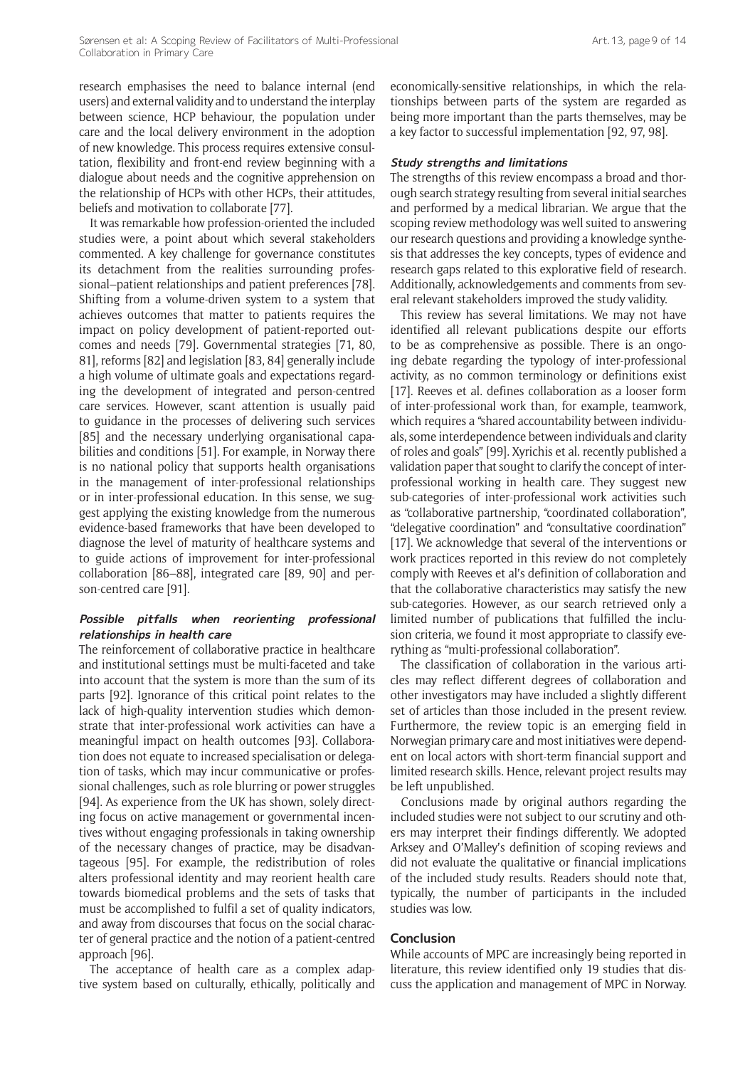research emphasises the need to balance internal (end users) and external validity and to understand the interplay between science, HCP behaviour, the population under care and the local delivery environment in the adoption of new knowledge. This process requires extensive consultation, flexibility and front-end review beginning with a dialogue about needs and the cognitive apprehension on the relationship of HCPs with other HCPs, their attitudes, beliefs and motivation to collaborate [77].

It was remarkable how profession-oriented the included studies were, a point about which several stakeholders commented. A key challenge for governance constitutes its detachment from the realities surrounding professional–patient relationships and patient preferences [78]. Shifting from a volume-driven system to a system that achieves outcomes that matter to patients requires the impact on policy development of patient-reported outcomes and needs [79]. Governmental strategies [71, 80, 81], reforms [82] and legislation [83, 84] generally include a high volume of ultimate goals and expectations regarding the development of integrated and person-centred care services. However, scant attention is usually paid to guidance in the processes of delivering such services [85] and the necessary underlying organisational capabilities and conditions [51]. For example, in Norway there is no national policy that supports health organisations in the management of inter-professional relationships or in inter-professional education. In this sense, we suggest applying the existing knowledge from the numerous evidence-based frameworks that have been developed to diagnose the level of maturity of healthcare systems and to guide actions of improvement for inter-professional collaboration [86–88], integrated care [89, 90] and person-centred care [91].

#### *Possible pitfalls when reorienting professional relationships in health care*

The reinforcement of collaborative practice in healthcare and institutional settings must be multi-faceted and take into account that the system is more than the sum of its parts [92]. Ignorance of this critical point relates to the lack of high-quality intervention studies which demonstrate that inter-professional work activities can have a meaningful impact on health outcomes [93]. Collaboration does not equate to increased specialisation or delegation of tasks, which may incur communicative or professional challenges, such as role blurring or power struggles [94]. As experience from the UK has shown, solely directing focus on active management or governmental incentives without engaging professionals in taking ownership of the necessary changes of practice, may be disadvantageous [95]. For example, the redistribution of roles alters professional identity and may reorient health care towards biomedical problems and the sets of tasks that must be accomplished to fulfil a set of quality indicators, and away from discourses that focus on the social character of general practice and the notion of a patient-centred approach [96].

The acceptance of health care as a complex adaptive system based on culturally, ethically, politically and economically-sensitive relationships, in which the relationships between parts of the system are regarded as being more important than the parts themselves, may be a key factor to successful implementation [92, 97, 98].

#### *Study strengths and limitations*

The strengths of this review encompass a broad and thorough search strategy resulting from several initial searches and performed by a medical librarian. We argue that the scoping review methodology was well suited to answering our research questions and providing a knowledge synthesis that addresses the key concepts, types of evidence and research gaps related to this explorative field of research. Additionally, acknowledgements and comments from several relevant stakeholders improved the study validity.

This review has several limitations. We may not have identified all relevant publications despite our efforts to be as comprehensive as possible. There is an ongoing debate regarding the typology of inter-professional activity, as no common terminology or definitions exist [17]. Reeves et al. defines collaboration as a looser form of inter-professional work than, for example, teamwork, which requires a "shared accountability between individuals, some interdependence between individuals and clarity of roles and goals" [99]. Xyrichis et al. recently published a validation paper that sought to clarify the concept of inter-professional working in health care. They suggest new sub-categories of inter-professional work activities such as "collaborative partnership, "coordinated collaboration", "delegative coordination" and "consultative coordination" [17]. We acknowledge that several of the interventions or work practices reported in this review do not completely comply with Reeves et al's definition of collaboration and that the collaborative characteristics may satisfy the new sub-categories. However, as our search retrieved only a limited number of publications that fulfilled the inclusion criteria, we found it most appropriate to classify everything as "multi-professional collaboration".

The classification of collaboration in the various articles may reflect different degrees of collaboration and other investigators may have included a slightly different set of articles than those included in the present review. Furthermore, the review topic is an emerging field in Norwegian primary care and most initiatives were dependent on local actors with short-term financial support and limited research skills. Hence, relevant project results may be left unpublished.

Conclusions made by original authors regarding the included studies were not subject to our scrutiny and others may interpret their findings differently. We adopted Arksey and O'Malley's definition of scoping reviews and did not evaluate the qualitative or financial implications of the included study results. Readers should note that, typically, the number of participants in the included studies was low.

### Conclusion

While accounts of MPC are increasingly being reported in literature, this review identified only 19 studies that discuss the application and management of MPC in Norway.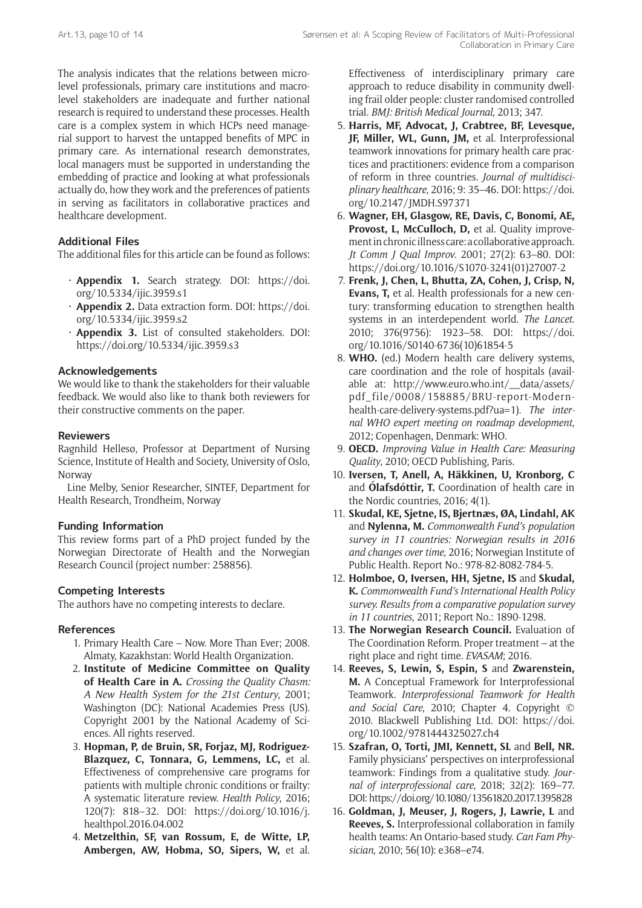The analysis indicates that the relations between micro-level professionals, primary care institutions and macro-level stakeholders are inadequate and further national research is required to understand these processes. Health care is a complex system in which HCPs need managerial support to harvest the untapped benefits of MPC in primary care. As international research demonstrates, local managers must be supported in understanding the embedding of practice and looking at what professionals actually do, how they work and the preferences of patients in serving as facilitators in collaborative practices and healthcare development.

## Additional Files

The additional files for this article can be found as follows:

- **Appendix 1.** Search strategy. DOI: https://doi.org/10.5334/ijic.3959.s1
- **Appendix 2.** Data extraction form. DOI: https://doi.org/10.5334/ijic.3959.s2
- **Appendix 3.** List of consulted stakeholders. DOI: https://doi.org/10.5334/ijic.3959.s3

## Acknowledgements

We would like to thank the stakeholders for their valuable feedback. We would also like to thank both reviewers for their constructive comments on the paper.

## Reviewers

Ragnhild Hellesø, Professor at Department of Nursing Science, Institute of Health and Society, University of Oslo, Norway

Line Melby, Senior Researcher, SINTEF, Department for Health Research, Trondheim, Norway

## Funding Information

This review forms part of a PhD project funded by the Norwegian Directorate of Health and the Norwegian Research Council (project number: 258856).

## Competing Interests

The authors have no competing interests to declare.

## References

1. Primary Health Care – Now. More Than Ever; 2008. Almaty, Kazakhstan: World Health Organization.
2. **Institute of Medicine Committee on Quality of Health Care in A.** *Crossing the Quality Chasm: A New Health System for the 21st Century*, 2001; Washington (DC): National Academies Press (US). Copyright 2001 by the National Academy of Sciences. All rights reserved.
3. **Hopman, P, de Bruin, SR, Forjaz, MJ, Rodriguez-Blazquez, C, Tonnara, G, Lemmens, LC,** et al. Effectiveness of comprehensive care programs for patients with multiple chronic conditions or frailty: A systematic literature review. *Health Policy*, 2016; 120(7): 818–32. DOI: https://doi.org/10.1016/j.healthpol.2016.04.002
4. **Metzelthin, SF, van Rossum, E, de Witte, LP, Ambergen, AW, Hobma, SO, Sipers, W,** et al. Effectiveness of interdisciplinary primary care approach to reduce disability in community dwelling frail older people: cluster randomised controlled trial. *BMJ: British Medical Journal*, 2013; 347.
5. **Harris, MF, Advocat, J, Crabtree, BF, Levesque, JF, Miller, WL, Gunn, JM,** et al. Interprofessional teamwork innovations for primary health care practices and practitioners: evidence from a comparison of reform in three countries. *Journal of multidisciplinary healthcare*, 2016; 9: 35–46. DOI: https://doi.org/10.2147/JMDH.S97371
6. **Wagner, EH, Glasgow, RE, Davis, C, Bonomi, AE, Provost, L, McCulloch, D,** et al. Quality improvement in chronic illness care: a collaborative approach. *Jt Comm J Qual Improv*. 2001; 27(2): 63–80. DOI: https://doi.org/10.1016/S1070-3241(01)27007-2
7. **Frenk, J, Chen, L, Bhutta, ZA, Cohen, J, Crisp, N, Evans, T,** et al. Health professionals for a new century: transforming education to strengthen health systems in an interdependent world. *The Lancet*. 2010; 376(9756): 1923–58. DOI: https://doi.org/10.1016/S0140-6736(10)61854-5
8. **WHO.** (ed.) Modern health care delivery systems, care coordination and the role of hospitals (available at: http://www.euro.who.int/__data/assets/pdf_file/0008/158885/BRU-report-Modern-health-care-delivery-systems.pdf?ua=1). *The internal WHO expert meeting on roadmap development*, 2012; Copenhagen, Denmark: WHO.
9. **OECD.** *Improving Value in Health Care: Measuring Quality*, 2010; OECD Publishing, Paris.
10. **Iversen, T, Anell, A, Häkkinen, U, Kronborg, C** and **Ólafsdóttir, T.** Coordination of health care in the Nordic countries, 2016; 4(1).
11. **Skudal, KE, Sjetne, IS, Bjertnæs, ØA, Lindahl, AK** and **Nylenna, M.** *Commonwealth Fund's population survey in 11 countries: Norwegian results in 2016 and changes over time*, 2016; Norwegian Institute of Public Health. Report No.: 978-82-8082-784-5.
12. **Holmboe, O, Iversen, HH, Sjetne, IS** and **Skudal, K.** *Commonwealth Fund's International Health Policy survey. Results from a comparative population survey in 11 countries*, 2011; Report No.: 1890-1298.
13. **The Norwegian Research Council.** Evaluation of The Coordination Reform. Proper treatment – at the right place and right time. *EVASAM*; 2016.
14. **Reeves, S, Lewin, S, Espin, S** and **Zwarenstein, M.** A Conceptual Framework for Interprofessional Teamwork. *Interprofessional Teamwork for Health and Social Care*, 2010; Chapter 4. Copyright © 2010. Blackwell Publishing Ltd. DOI: https://doi.org/10.1002/9781444325027.ch4
15. **Szafran, O, Torti, JMI, Kennett, SL** and **Bell, NR.** Family physicians' perspectives on interprofessional teamwork: Findings from a qualitative study. *Journal of interprofessional care*, 2018; 32(2): 169–77. DOI: https://doi.org/10.1080/13561820.2017.1395828
16. **Goldman, J, Meuser, J, Rogers, J, Lawrie, L** and **Reeves, S.** Interprofessional collaboration in family health teams: An Ontario-based study. *Can Fam Physician*, 2010; 56(10): e368–e74.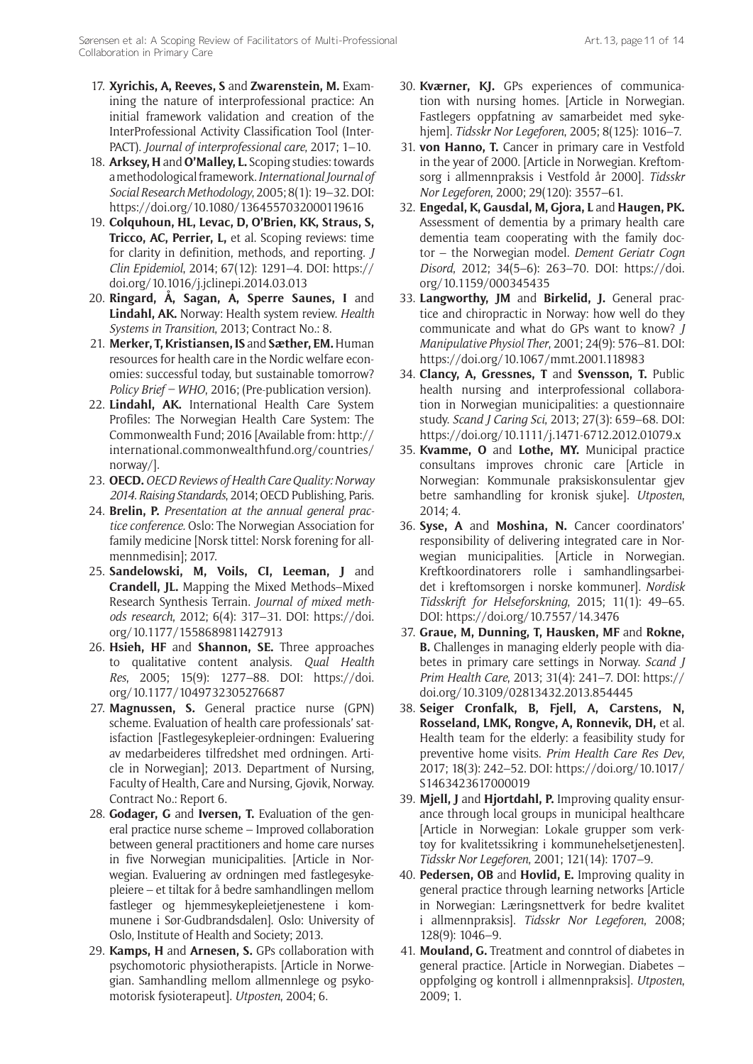17. **Xyrichis, A, Reeves, S** and **Zwarenstein, M.** Examining the nature of interprofessional practice: An initial framework validation and creation of the InterProfessional Activity Classification Tool (InterPACT). *Journal of interprofessional care*, 2017; 1–10.
18. **Arksey, H** and **O'Malley, L.** Scoping studies: towards a methodological framework. *International Journal of Social Research Methodology*, 2005; 8(1): 19–32. DOI: https://doi.org/10.1080/1364557032000119616
19. **Colquhoun, HL, Levac, D, O'Brien, KK, Straus, S, Tricco, AC, Perrier, L,** et al. Scoping reviews: time for clarity in definition, methods, and reporting. *J Clin Epidemiol*, 2014; 67(12): 1291–4. DOI: https://doi.org/10.1016/j.jclinepi.2014.03.013
20. **Ringard, Å, Sagan, A, Sperre Saunes, I** and **Lindahl, AK.** Norway: Health system review. *Health Systems in Transition*, 2013; Contract No.: 8.
21. **Merker, T, Kristiansen, IS** and **Sæther, EM.** Human resources for health care in the Nordic welfare economies: successful today, but sustainable tomorrow? *Policy Brief – WHO*, 2016; (Pre-publication version).
22. **Lindahl, AK.** International Health Care System Profiles: The Norwegian Health Care System: The Commonwealth Fund; 2016 [Available from: http://international.commonwealthfund.org/countries/norway/].
23. **OECD.** *OECD Reviews of Health Care Quality: Norway 2014. Raising Standards*, 2014; OECD Publishing, Paris.
24. **Brelin, P.** *Presentation at the annual general practice conference*. Oslo: The Norwegian Association for family medicine [Norsk tittel: Norsk forening for allmennmedisin]; 2017.
25. **Sandelowski, M, Voils, CI, Leeman, J** and **Crandell, JL.** Mapping the Mixed Methods–Mixed Research Synthesis Terrain. *Journal of mixed methods research*, 2012; 6(4): 317–31. DOI: https://doi.org/10.1177/1558689811427913
26. **Hsieh, HF** and **Shannon, SE.** Three approaches to qualitative content analysis. *Qual Health Res*, 2005; 15(9): 1277–88. DOI: https://doi.org/10.1177/1049732305276687
27. **Magnussen, S.** General practice nurse (GPN) scheme. Evaluation of health care professionals' satisfaction [Fastlegesykepleier-ordningen: Evaluering av medarbeideres tilfredshet med ordningen. Article in Norwegian]; 2013. Department of Nursing, Faculty of Health, Care and Nursing, Gjøvik, Norway. Contract No.: Report 6.
28. **Godager, G** and **Iversen, T.** Evaluation of the general practice nurse scheme – Improved collaboration between general practitioners and home care nurses in five Norwegian municipalities. [Article in Norwegian. Evaluering av ordningen med fastlegesykepleiere – et tiltak for å bedre samhandlingen mellom fastleger og hjemmesykepleietjenestene i kommunene i Sør-Gudbrandsdalen]. Oslo: University of Oslo, Institute of Health and Society; 2013.
29. **Kamps, H** and **Arnesen, S.** GPs collaboration with psychomotoric physiotherapists. [Article in Norwegian. Samhandling mellom allmennlege og psykomotorisk fysioterapeut]. *Utposten*, 2004; 6.
30. **Kværner, KJ.** GPs experiences of communication with nursing homes. [Article in Norwegian. Fastlegers oppfatning av samarbeidet med sykehjem]. *Tidsskr Nor Legeforen*, 2005; 8(125): 1016–7.
31. **von Hanno, T.** Cancer in primary care in Vestfold in the year of 2000. [Article in Norwegian. Kreftomsorg i allmennpraksis i Vestfold år 2000]. *Tidsskr Nor Legeforen*, 2000; 29(120): 3557–61.
32. **Engedal, K, Gausdal, M, Gjora, L** and **Haugen, PK.** Assessment of dementia by a primary health care dementia team cooperating with the family doctor – the Norwegian model. *Dement Geriatr Cogn Disord*, 2012; 34(5–6): 263–70. DOI: https://doi.org/10.1159/000345435
33. **Langworthy, JM** and **Birkelid, J.** General practice and chiropractic in Norway: how well do they communicate and what do GPs want to know? *J Manipulative Physiol Ther*, 2001; 24(9): 576–81. DOI: https://doi.org/10.1067/mmt.2001.118983
34. **Clancy, A, Gressnes, T** and **Svensson, T.** Public health nursing and interprofessional collaboration in Norwegian municipalities: a questionnaire study. *Scand J Caring Sci*, 2013; 27(3): 659–68. DOI: https://doi.org/10.1111/j.1471-6712.2012.01079.x
35. **Kvamme, O** and **Lothe, MY.** Municipal practice consultans improves chronic care [Article in Norwegian: Kommunale praksiskonsulentar gjev betre samhandling for kronisk sjuke]. *Utposten*, 2014; 4.
36. **Syse, A** and **Moshina, N.** Cancer coordinators' responsibility of delivering integrated care in Norwegian municipalities. [Article in Norwegian. Kreftkoordinatorers rolle i samhandlingsarbeidet i kreftomsorgen i norske kommuner]. *Nordisk Tidsskrift for Helseforskning*, 2015; 11(1): 49–65. DOI: https://doi.org/10.7557/14.3476
37. **Graue, M, Dunning, T, Hausken, MF** and **Rokne, B.** Challenges in managing elderly people with diabetes in primary care settings in Norway. *Scand J Prim Health Care*, 2013; 31(4): 241–7. DOI: https://doi.org/10.3109/02813432.2013.854445
38. **Seiger Cronfalk, B, Fjell, A, Carstens, N, Rosseland, LMK, Rongve, A, Ronnevik, DH,** et al. Health team for the elderly: a feasibility study for preventive home visits. *Prim Health Care Res Dev*, 2017; 18(3): 242–52. DOI: https://doi.org/10.1017/S1463423617000019
39. **Mjell, J** and **Hjortdahl, P.** Improving quality ensurance through local groups in municipal healthcare [Article in Norwegian: Lokale grupper som verktøy for kvalitetssikring i kommunehelsetjenesten]. *Tidsskr Nor Legeforen*, 2001; 121(14): 1707–9.
40. **Pedersen, OB** and **Hovlid, E.** Improving quality in general practice through learning networks [Article in Norwegian: Læringsnettverk for bedre kvalitet i allmennpraksis]. *Tidsskr Nor Legeforen*, 2008; 128(9): 1046–9.
41. **Mouland, G.** Treatment and conntrol of diabetes in general practice. [Article in Norwegian. Diabetes – oppfølging og kontroll i allmennpraksis]. *Utposten*, 2009; 1.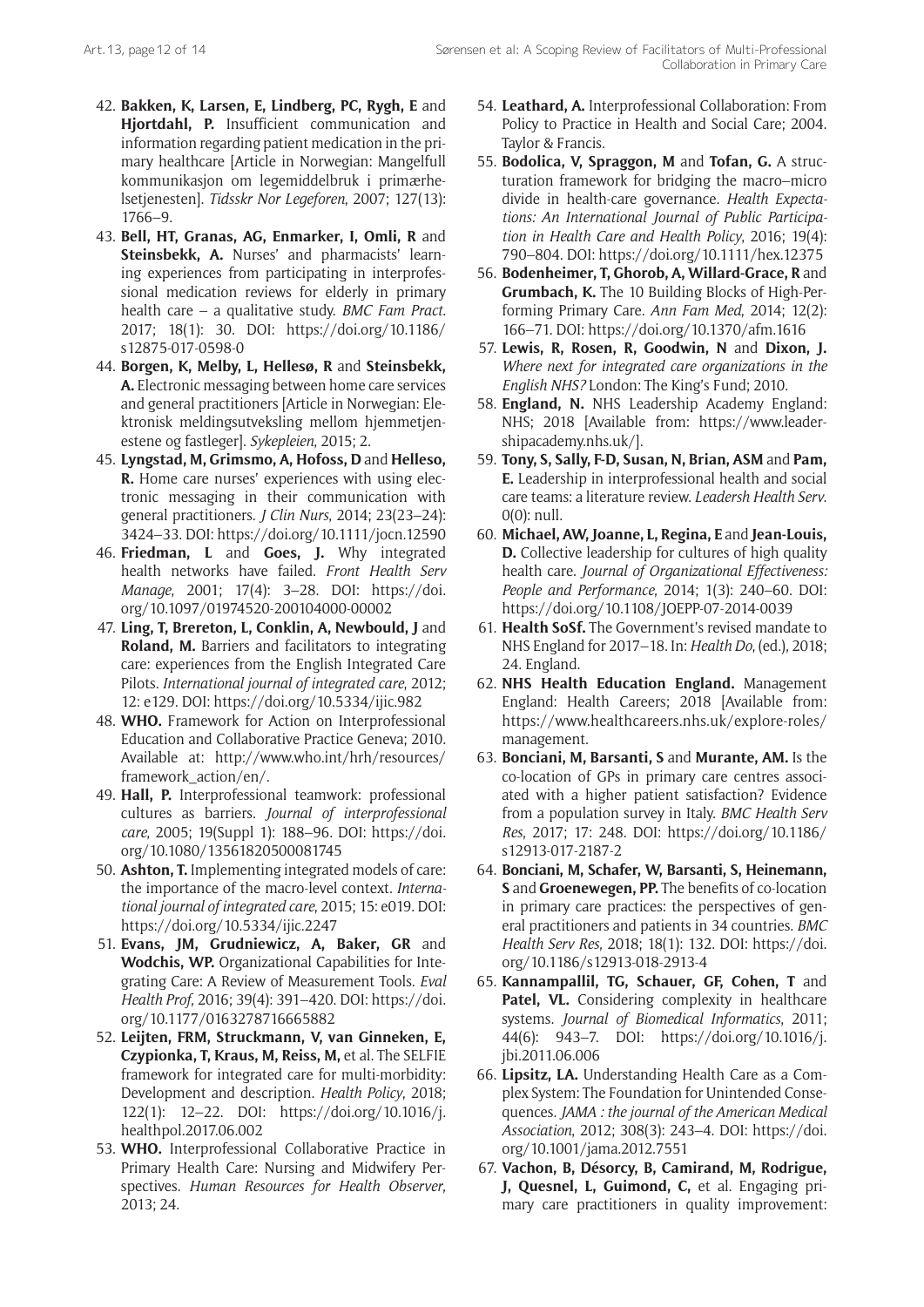42. **Bakken, K, Larsen, E, Lindberg, PC, Rygh, E** and **Hjortdahl, P.** Insufficient communication and information regarding patient medication in the primary healthcare [Article in Norwegian: Mangelfull kommunikasjon om legemiddelbruk i primærhelsetjenesten]. *Tidsskr Nor Legeforen*, 2007; 127(13): 1766–9.
43. **Bell, HT, Granas, AG, Enmarker, I, Omli, R** and **Steinsbekk, A.** Nurses' and pharmacists' learning experiences from participating in interprofessional medication reviews for elderly in primary health care – a qualitative study. *BMC Fam Pract*. 2017; 18(1): 30. DOI: https://doi.org/10.1186/s12875-017-0598-0
44. **Borgen, K, Melby, L, Hellesø, R** and **Steinsbekk, A.** Electronic messaging between home care services and general practitioners [Article in Norwegian: Elektronisk meldingsutveksling mellom hjemmetjenestene og fastleger]. *Sykepleien*, 2015; 2.
45. **Lyngstad, M, Grimsmo, A, Hofoss, D** and **Helleso, R.** Home care nurses' experiences with using electronic messaging in their communication with general practitioners. *J Clin Nurs*, 2014; 23(23–24): 3424–33. DOI: https://doi.org/10.1111/jocn.12590
46. **Friedman, L** and **Goes, J.** Why integrated health networks have failed. *Front Health Serv Manage*, 2001; 17(4): 3–28. DOI: https://doi.org/10.1097/01974520-200104000-00002
47. **Ling, T, Brereton, L, Conklin, A, Newbould, J** and **Roland, M.** Barriers and facilitators to integrating care: experiences from the English Integrated Care Pilots. *International journal of integrated care*, 2012; 12: e129. DOI: https://doi.org/10.5334/ijic.982
48. **WHO.** Framework for Action on Interprofessional Education and Collaborative Practice Geneva; 2010. Available at: http://www.who.int/hrh/resources/framework_action/en/.
49. **Hall, P.** Interprofessional teamwork: professional cultures as barriers. *Journal of interprofessional care*, 2005; 19(Suppl 1): 188–96. DOI: https://doi.org/10.1080/13561820500081745
50. **Ashton, T.** Implementing integrated models of care: the importance of the macro-level context. *International journal of integrated care*, 2015; 15: e019. DOI: https://doi.org/10.5334/ijic.2247
51. **Evans, JM, Grudniewicz, A, Baker, GR** and **Wodchis, WP.** Organizational Capabilities for Integrating Care: A Review of Measurement Tools. *Eval Health Prof*, 2016; 39(4): 391–420. DOI: https://doi.org/10.1177/0163278716665882
52. **Leijten, FRM, Struckmann, V, van Ginneken, E, Czypionka, T, Kraus, M, Reiss, M,** et al. The SELFIE framework for integrated care for multi-morbidity: Development and description. *Health Policy*, 2018; 122(1): 12–22. DOI: https://doi.org/10.1016/j.healthpol.2017.06.002
53. **WHO.** Interprofessional Collaborative Practice in Primary Health Care: Nursing and Midwifery Perspectives. *Human Resources for Health Observer*, 2013; 24.
54. **Leathard, A.** Interprofessional Collaboration: From Policy to Practice in Health and Social Care; 2004. Taylor & Francis.
55. **Bodolica, V, Spraggon, M** and **Tofan, G.** A structuration framework for bridging the macro–micro divide in health-care governance. *Health Expectations: An International Journal of Public Participation in Health Care and Health Policy*, 2016; 19(4): 790–804. DOI: https://doi.org/10.1111/hex.12375
56. **Bodenheimer, T, Ghorob, A, Willard-Grace, R** and **Grumbach, K.** The 10 Building Blocks of High-Performing Primary Care. *Ann Fam Med*, 2014; 12(2): 166–71. DOI: https://doi.org/10.1370/afm.1616
57. **Lewis, R, Rosen, R, Goodwin, N** and **Dixon, J.** *Where next for integrated care organizations in the English NHS?* London: The King's Fund; 2010.
58. **England, N.** NHS Leadership Academy England: NHS; 2018 [Available from: https://www.leadershipacademy.nhs.uk/].
59. **Tony, S, Sally, F-D, Susan, N, Brian, ASM** and **Pam, E.** Leadership in interprofessional health and social care teams: a literature review. *Leadersh Health Serv*. 0(0): null.
60. **Michael, AW, Joanne, L, Regina, E** and **Jean-Louis, D.** Collective leadership for cultures of high quality health care. *Journal of Organizational Effectiveness: People and Performance*, 2014; 1(3): 240–60. DOI: https://doi.org/10.1108/JOEPP-07-2014-0039
61. **Health SoSf.** The Government's revised mandate to NHS England for 2017–18. In: *Health Do*, (ed.), 2018; 24. England.
62. **NHS Health Education England.** Management England: Health Careers; 2018 [Available from: https://www.healthcareers.nhs.uk/explore-roles/management.
63. **Bonciani, M, Barsanti, S** and **Murante, AM.** Is the co-location of GPs in primary care centres associated with a higher patient satisfaction? Evidence from a population survey in Italy. *BMC Health Serv Res*, 2017; 17: 248. DOI: https://doi.org/10.1186/s12913-017-2187-2
64. **Bonciani, M, Schafer, W, Barsanti, S, Heinemann, S** and **Groenewegen, PP.** The benefits of co-location in primary care practices: the perspectives of general practitioners and patients in 34 countries. *BMC Health Serv Res*, 2018; 18(1): 132. DOI: https://doi.org/10.1186/s12913-018-2913-4
65. **Kannampallil, TG, Schauer, GF, Cohen, T** and **Patel, VL.** Considering complexity in healthcare systems. *Journal of Biomedical Informatics*, 2011; 44(6): 943–7. DOI: https://doi.org/10.1016/j.jbi.2011.06.006
66. **Lipsitz, LA.** Understanding Health Care as a Complex System: The Foundation for Unintended Consequences. *JAMA : the journal of the American Medical Association*, 2012; 308(3): 243–4. DOI: https://doi.org/10.1001/jama.2012.7551
67. **Vachon, B, Désorcy, B, Camirand, M, Rodrigue, J, Quesnel, L, Guimond, C,** et al. Engaging primary care practitioners in quality improvement: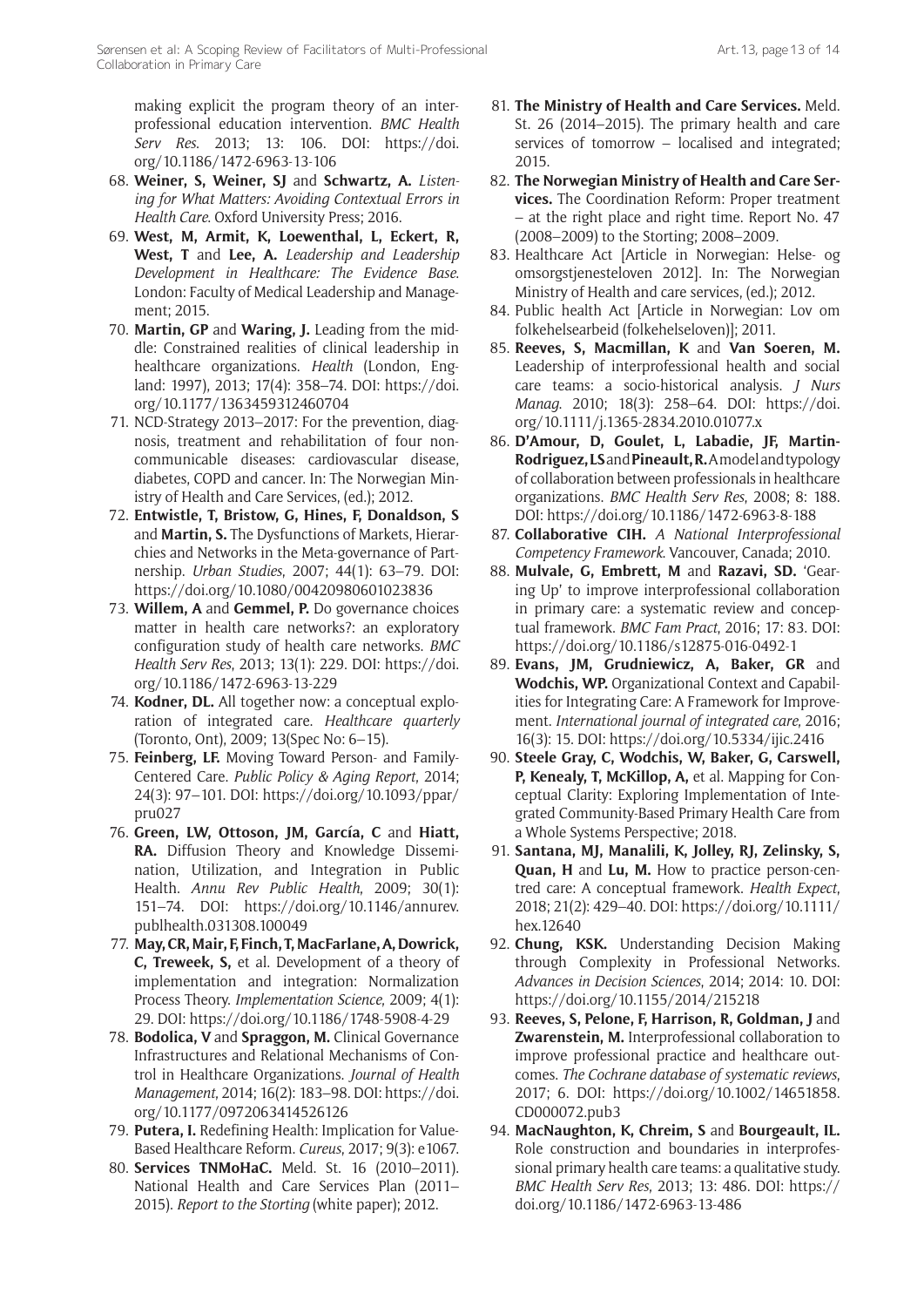making explicit the program theory of an interprofessional education intervention. *BMC Health Serv Res*. 2013; 13: 106. DOI: https://doi.org/10.1186/1472-6963-13-106

68. **Weiner, S, Weiner, SJ** and **Schwartz, A.** *Listening for What Matters: Avoiding Contextual Errors in Health Care*. Oxford University Press; 2016.
69. **West, M, Armit, K, Loewenthal, L, Eckert, R, West, T** and **Lee, A.** *Leadership and Leadership Development in Healthcare: The Evidence Base*. London: Faculty of Medical Leadership and Management; 2015.
70. **Martin, GP** and **Waring, J.** Leading from the middle: Constrained realities of clinical leadership in healthcare organizations. *Health* (London, England: 1997), 2013; 17(4): 358–74. DOI: https://doi.org/10.1177/1363459312460704
71. NCD-Strategy 2013–2017: For the prevention, diagnosis, treatment and rehabilitation of four noncommunicable diseases: cardiovascular disease, diabetes, COPD and cancer. In: The Norwegian Ministry of Health and Care Services, (ed.); 2012.
72. **Entwistle, T, Bristow, G, Hines, F, Donaldson, S** and **Martin, S.** The Dysfunctions of Markets, Hierarchies and Networks in the Meta-governance of Partnership. *Urban Studies*, 2007; 44(1): 63–79. DOI: https://doi.org/10.1080/00420980601023836
73. **Willem, A** and **Gemmel, P.** Do governance choices matter in health care networks?: an exploratory configuration study of health care networks. *BMC Health Serv Res*, 2013; 13(1): 229. DOI: https://doi.org/10.1186/1472-6963-13-229
74. **Kodner, DL.** All together now: a conceptual exploration of integrated care. *Healthcare quarterly* (Toronto, Ont), 2009; 13(Spec No: 6–15).
75. **Feinberg, LF.** Moving Toward Person- and Family-Centered Care. *Public Policy & Aging Report*, 2014; 24(3): 97–101. DOI: https://doi.org/10.1093/ppar/pru027
76. **Green, LW, Ottoson, JM, García, C** and **Hiatt, RA.** Diffusion Theory and Knowledge Dissemination, Utilization, and Integration in Public Health. *Annu Rev Public Health*, 2009; 30(1): 151–74. DOI: https://doi.org/10.1146/annurev.publhealth.031308.100049
77. **May, CR, Mair, F, Finch, T, MacFarlane, A, Dowrick, C, Treweek, S,** et al. Development of a theory of implementation and integration: Normalization Process Theory. *Implementation Science*, 2009; 4(1): 29. DOI: https://doi.org/10.1186/1748-5908-4-29
78. **Bodolica, V** and **Spraggon, M.** Clinical Governance Infrastructures and Relational Mechanisms of Control in Healthcare Organizations. *Journal of Health Management*, 2014; 16(2): 183–98. DOI: https://doi.org/10.1177/0972063414526126
79. **Putera, I.** Redefining Health: Implication for Value-Based Healthcare Reform. *Cureus*, 2017; 9(3): e1067.
80. **Services TNMoHaC.** Meld. St. 16 (2010–2011). National Health and Care Services Plan (2011–2015). *Report to the Storting* (white paper); 2012.
81. **The Ministry of Health and Care Services.** Meld. St. 26 (2014–2015). The primary health and care services of tomorrow – localised and integrated; 2015.
82. **The Norwegian Ministry of Health and Care Services.** The Coordination Reform: Proper treatment – at the right place and right time. Report No. 47 (2008–2009) to the Storting; 2008–2009.
83. Healthcare Act [Article in Norwegian: Helse- og omsorgstjenesteloven 2012]. In: The Norwegian Ministry of Health and care services, (ed.); 2012.
84. Public health Act [Article in Norwegian: Lov om folkehelsearbeid (folkehelseloven)]; 2011.
85. **Reeves, S, Macmillan, K** and **Van Soeren, M.** Leadership of interprofessional health and social care teams: a socio-historical analysis. *J Nurs Manag*. 2010; 18(3): 258–64. DOI: https://doi.org/10.1111/j.1365-2834.2010.01077.x
86. **D'Amour, D, Goulet, L, Labadie, JF, Martin-Rodriguez, LS** and **Pineault, R.** A model and typology of collaboration between professionals in healthcare organizations. *BMC Health Serv Res*, 2008; 8: 188. DOI: https://doi.org/10.1186/1472-6963-8-188
87. **Collaborative CIH.** *A National Interprofessional Competency Framework*. Vancouver, Canada; 2010.
88. **Mulvale, G, Embrett, M** and **Razavi, SD.** 'Gearing Up' to improve interprofessional collaboration in primary care: a systematic review and conceptual framework. *BMC Fam Pract*, 2016; 17: 83. DOI: https://doi.org/10.1186/s12875-016-0492-1
89. **Evans, JM, Grudniewicz, A, Baker, GR** and **Wodchis, WP.** Organizational Context and Capabilities for Integrating Care: A Framework for Improvement. *International journal of integrated care*, 2016; 16(3): 15. DOI: https://doi.org/10.5334/ijic.2416
90. **Steele Gray, C, Wodchis, W, Baker, G, Carswell, P, Kenealy, T, McKillop, A,** et al. Mapping for Conceptual Clarity: Exploring Implementation of Integrated Community-Based Primary Health Care from a Whole Systems Perspective; 2018.
91. **Santana, MJ, Manalili, K, Jolley, RJ, Zelinsky, S, Quan, H** and **Lu, M.** How to practice person-centred care: A conceptual framework. *Health Expect*, 2018; 21(2): 429–40. DOI: https://doi.org/10.1111/hex.12640
92. **Chung, KSK.** Understanding Decision Making through Complexity in Professional Networks. *Advances in Decision Sciences*, 2014; 2014: 10. DOI: https://doi.org/10.1155/2014/215218
93. **Reeves, S, Pelone, F, Harrison, R, Goldman, J** and **Zwarenstein, M.** Interprofessional collaboration to improve professional practice and healthcare outcomes. *The Cochrane database of systematic reviews*, 2017; 6. DOI: https://doi.org/10.1002/14651858.CD000072.pub3
94. **MacNaughton, K, Chreim, S** and **Bourgeault, IL.** Role construction and boundaries in interprofessional primary health care teams: a qualitative study. *BMC Health Serv Res*, 2013; 13: 486. DOI: https://doi.org/10.1186/1472-6963-13-486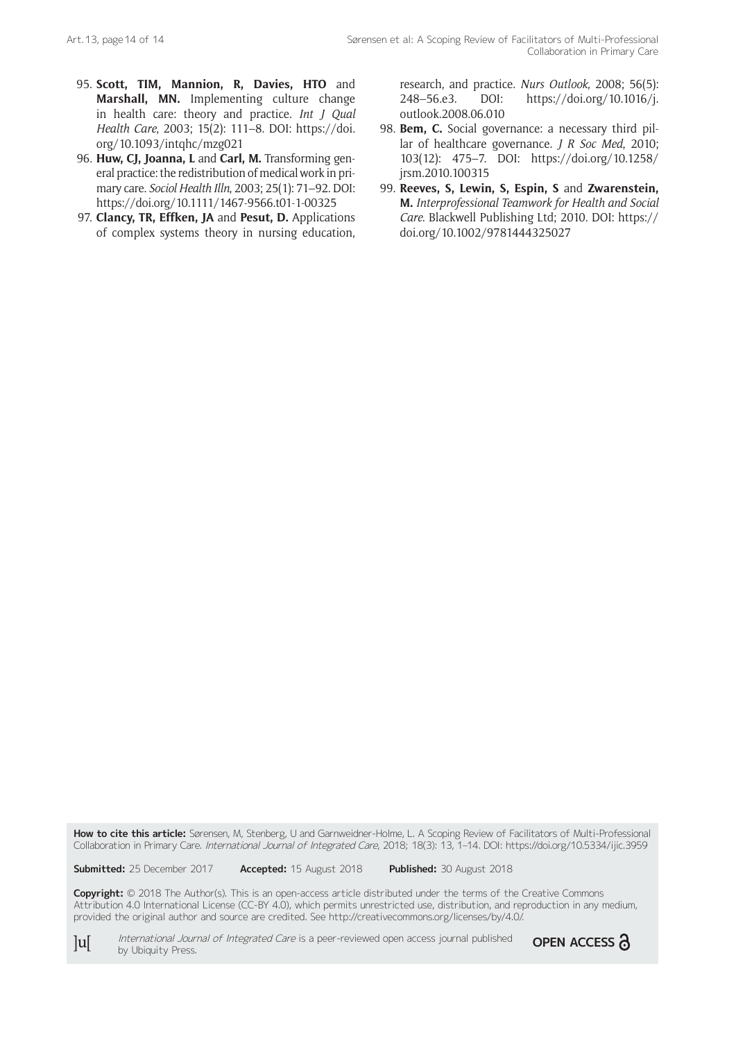95. **Scott, TIM, Mannion, R, Davies, HTO** and **Marshall, MN.** Implementing culture change in health care: theory and practice. *Int J Qual Health Care*, 2003; 15(2): 111–8. DOI: https://doi.org/10.1093/intqhc/mzg021
96. **Huw, CJ, Joanna, L** and **Carl, M.** Transforming general practice: the redistribution of medical work in primary care. *Sociol Health Illn*, 2003; 25(1): 71–92. DOI: https://doi.org/10.1111/1467-9566.t01-1-00325
97. **Clancy, TR, Effken, JA** and **Pesut, D.** Applications of complex systems theory in nursing education, research, and practice. *Nurs Outlook*, 2008; 56(5): 248–56.e3. DOI: https://doi.org/10.1016/j.outlook.2008.06.010
98. **Bem, C.** Social governance: a necessary third pillar of healthcare governance. *J R Soc Med*, 2010; 103(12): 475–7. DOI: https://doi.org/10.1258/jrsm.2010.100315
99. **Reeves, S, Lewin, S, Espin, S** and **Zwarenstein, M.** *Interprofessional Teamwork for Health and Social Care*. Blackwell Publishing Ltd; 2010. DOI: https://doi.org/10.1002/9781444325027

**How to cite this article:** Sørensen, M, Stenberg, U and Garnweidner-Holme, L. A Scoping Review of Facilitators of Multi-Professional Collaboration in Primary Care. *International Journal of Integrated Care*, 2018; 18(3): 13, 1–14. DOI: https://doi.org/10.5334/ijic.3959

**Submitted:** 25 December 2017 **Accepted:** 15 August 2018 **Published:** 30 August 2018

**Copyright:** © 2018 The Author(s). This is an open-access article distributed under the terms of the Creative Commons Attribution 4.0 International License (CC-BY 4.0), which permits unrestricted use, distribution, and reproduction in any medium, provided the original author and source are credited. See http://creativecommons.org/licenses/by/4.0/.

*International Journal of Integrated Care* is a peer-reviewed open access journal published by Ubiquity Press.

**OPEN ACCESS**